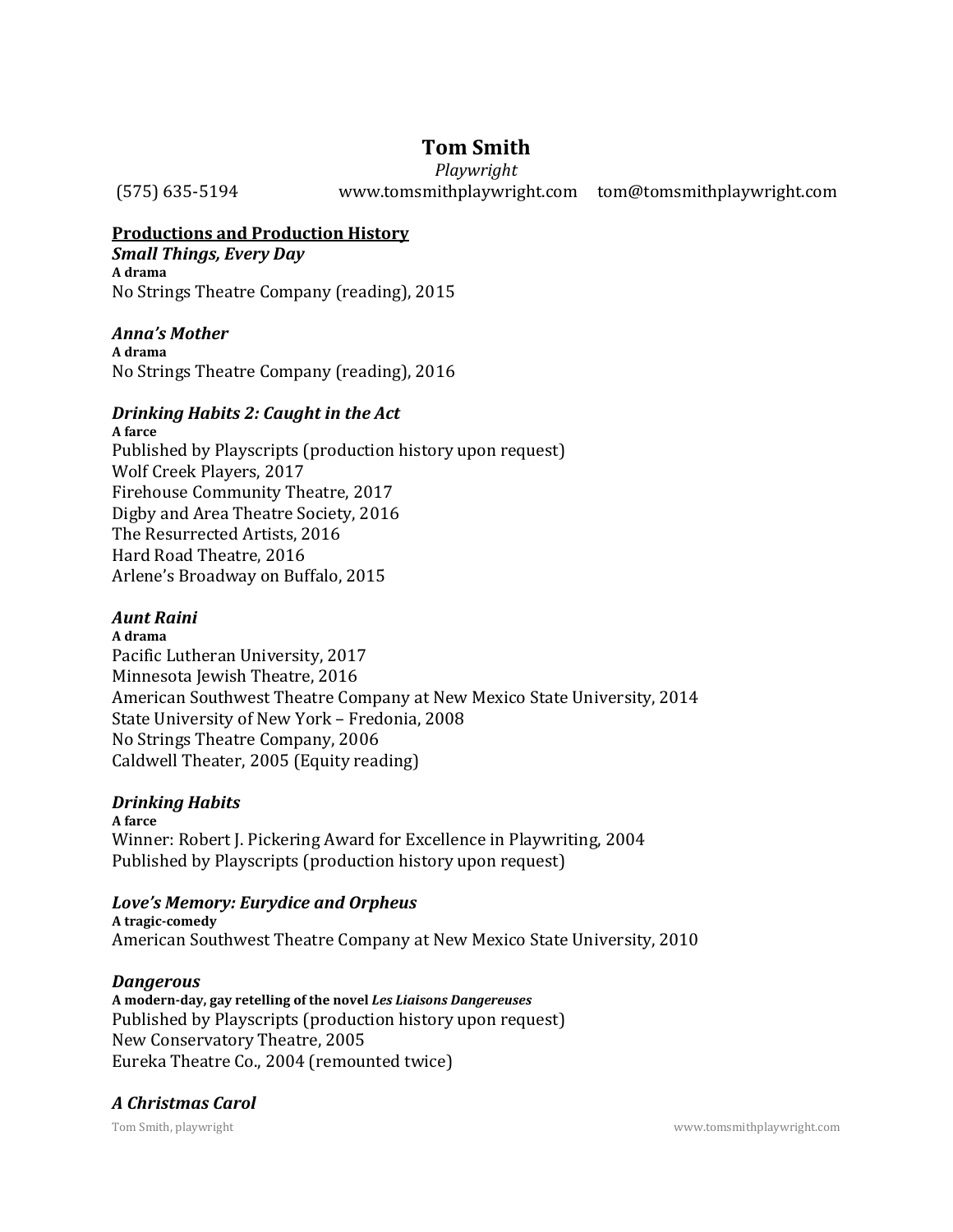# Tom Smith

*Playwright*

(575) 635-5194  www.tomsmithplaywright.com  tom@tomsmithplaywright.com

## Productions and Production History

### *Small Things, Every Day*

**A drama**

No Strings Theatre Company (reading), 2015

### *Anna's Mother*

**A drama**

No Strings Theatre Company (reading), 2016

### *Drinking Habits 2: Caught in the Act*

**A farce**

Published by Playscripts (production history upon request)
Wolf Creek Players, 2017
Firehouse Community Theatre, 2017
Digby and Area Theatre Society, 2016
The Resurrected Artists, 2016
Hard Road Theatre, 2016
Arlene's Broadway on Buffalo, 2015

### *Aunt Raini*

**A drama**

Pacific Lutheran University, 2017
Minnesota Jewish Theatre, 2016
American Southwest Theatre Company at New Mexico State University, 2014
State University of New York – Fredonia, 2008
No Strings Theatre Company, 2006
Caldwell Theater, 2005 (Equity reading)

### *Drinking Habits*

**A farce**

Winner: Robert J. Pickering Award for Excellence in Playwriting, 2004
Published by Playscripts (production history upon request)

### *Love's Memory: Eurydice and Orpheus*

**A tragic-comedy**

American Southwest Theatre Company at New Mexico State University, 2010

### *Dangerous*

**A modern-day, gay retelling of the novel *Les Liaisons Dangereuses***

Published by Playscripts (production history upon request)
New Conservatory Theatre, 2005
Eureka Theatre Co., 2004 (remounted twice)

### *A Christmas Carol*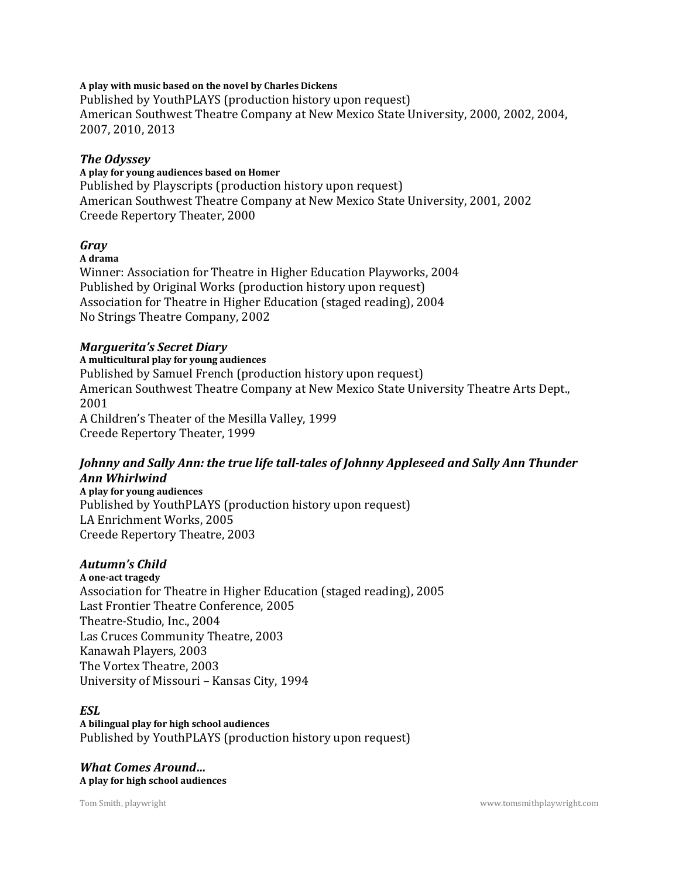**A play with music based on the novel by Charles Dickens**
Published by YouthPLAYS (production history upon request)
American Southwest Theatre Company at New Mexico State University, 2000, 2002, 2004, 2007, 2010, 2013

### *The Odyssey*
**A play for young audiences based on Homer**
Published by Playscripts (production history upon request)
American Southwest Theatre Company at New Mexico State University, 2001, 2002
Creede Repertory Theater, 2000

### *Gray*
**A drama**
Winner: Association for Theatre in Higher Education Playworks, 2004
Published by Original Works (production history upon request)
Association for Theatre in Higher Education (staged reading), 2004
No Strings Theatre Company, 2002

### *Marguerita's Secret Diary*
**A multicultural play for young audiences**
Published by Samuel French (production history upon request)
American Southwest Theatre Company at New Mexico State University Theatre Arts Dept., 2001
A Children's Theater of the Mesilla Valley, 1999
Creede Repertory Theater, 1999

### *Johnny and Sally Ann: the true life tall-tales of Johnny Appleseed and Sally Ann Thunder Ann Whirlwind*
**A play for young audiences**
Published by YouthPLAYS (production history upon request)
LA Enrichment Works, 2005
Creede Repertory Theatre, 2003

### *Autumn's Child*
**A one-act tragedy**
Association for Theatre in Higher Education (staged reading), 2005
Last Frontier Theatre Conference, 2005
Theatre-Studio, Inc., 2004
Las Cruces Community Theatre, 2003
Kanawah Players, 2003
The Vortex Theatre, 2003
University of Missouri – Kansas City, 1994

### *ESL*
**A bilingual play for high school audiences**
Published by YouthPLAYS (production history upon request)

### *What Comes Around...*
**A play for high school audiences**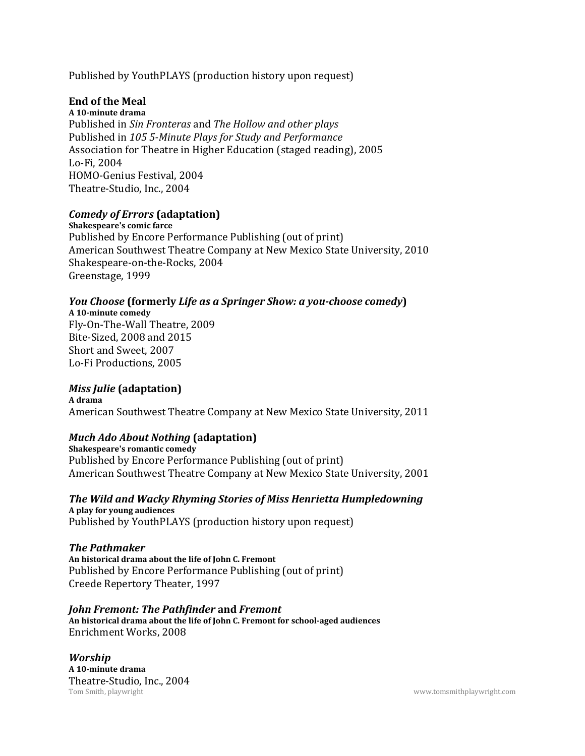Published by YouthPLAYS (production history upon request)

### End of the Meal

**A 10-minute drama**

Published in *Sin Fronteras* and *The Hollow and other plays*
Published in *105 5-Minute Plays for Study and Performance*
Association for Theatre in Higher Education (staged reading), 2005
Lo-Fi, 2004
HOMO-Genius Festival, 2004
Theatre-Studio, Inc., 2004

### *Comedy of Errors* (adaptation)

**Shakespeare's comic farce**

Published by Encore Performance Publishing (out of print)
American Southwest Theatre Company at New Mexico State University, 2010
Shakespeare-on-the-Rocks, 2004
Greenstage, 1999

### *You Choose* (formerly *Life as a Springer Show: a you-choose comedy*)

**A 10-minute comedy**

Fly-On-The-Wall Theatre, 2009
Bite-Sized, 2008 and 2015
Short and Sweet, 2007
Lo-Fi Productions, 2005

### *Miss Julie* (adaptation)

**A drama**

American Southwest Theatre Company at New Mexico State University, 2011

### *Much Ado About Nothing* (adaptation)

**Shakespeare's romantic comedy**

Published by Encore Performance Publishing (out of print)
American Southwest Theatre Company at New Mexico State University, 2001

### *The Wild and Wacky Rhyming Stories of Miss Henrietta Humpledowning*

**A play for young audiences**

Published by YouthPLAYS (production history upon request)

### *The Pathmaker*

**An historical drama about the life of John C. Fremont**

Published by Encore Performance Publishing (out of print)
Creede Repertory Theater, 1997

### *John Fremont: The Pathfinder* and *Fremont*

**An historical drama about the life of John C. Fremont for school-aged audiences**

Enrichment Works, 2008

### *Worship*

**A 10-minute drama**

Theatre-Studio, Inc., 2004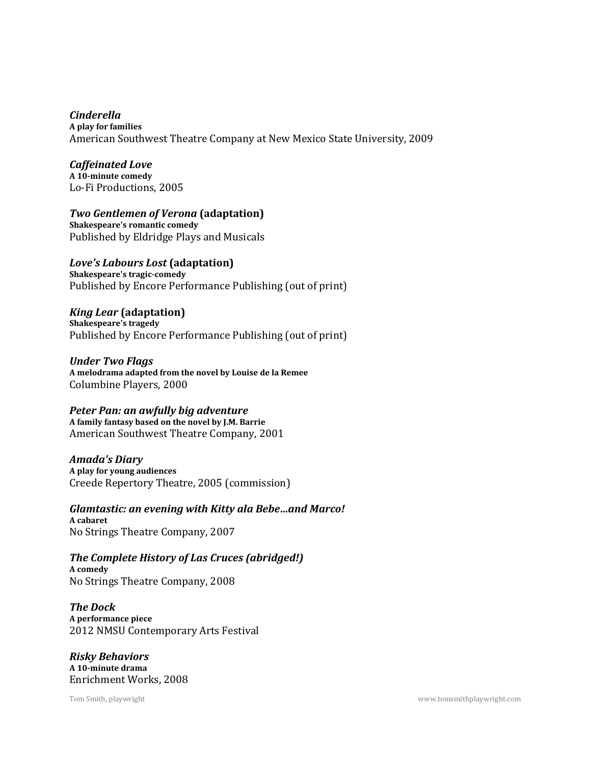*Cinderella*
**A play for families**
American Southwest Theatre Company at New Mexico State University, 2009

*Caffeinated Love*
**A 10-minute comedy**
Lo-Fi Productions, 2005

***Two Gentlemen of Verona* (adaptation)**
**Shakespeare's romantic comedy**
Published by Eldridge Plays and Musicals

***Love's Labours Lost* (adaptation)**
**Shakespeare's tragic-comedy**
Published by Encore Performance Publishing (out of print)

***King Lear* (adaptation)**
**Shakespeare's tragedy**
Published by Encore Performance Publishing (out of print)

*Under Two Flags*
**A melodrama adapted from the novel by Louise de la Remee**
Columbine Players, 2000

*Peter Pan: an awfully big adventure*
**A family fantasy based on the novel by J.M. Barrie**
American Southwest Theatre Company, 2001

*Amada's Diary*
**A play for young audiences**
Creede Repertory Theatre, 2005 (commission)

*Glamtastic: an evening with Kitty ala Bebe...and Marco!*
**A cabaret**
No Strings Theatre Company, 2007

*The Complete History of Las Cruces (abridged!)*
**A comedy**
No Strings Theatre Company, 2008

*The Dock*
**A performance piece**
2012 NMSU Contemporary Arts Festival

*Risky Behaviors*
**A 10-minute drama**
Enrichment Works, 2008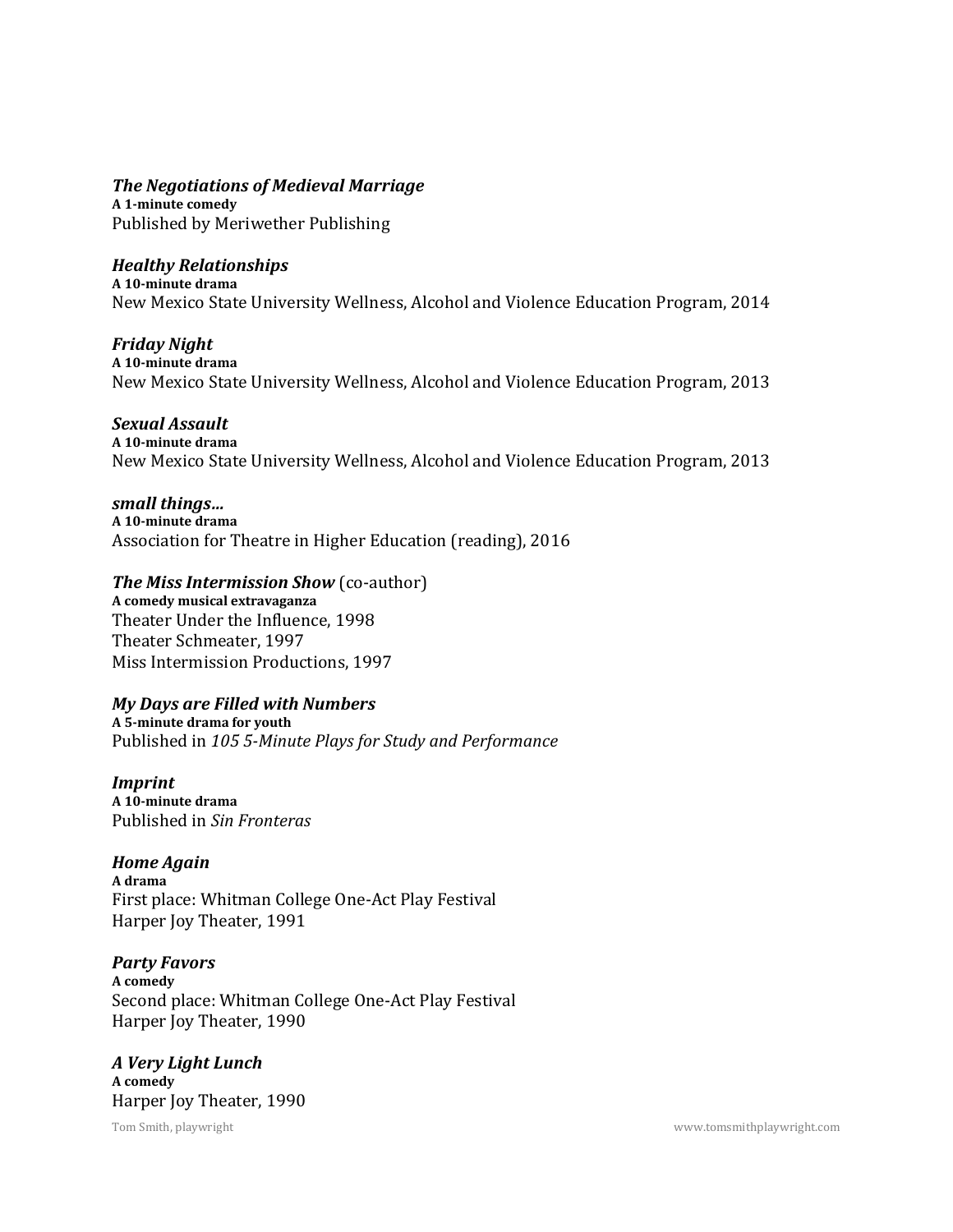***The Negotiations of Medieval Marriage***
**A 1-minute comedy**
Published by Meriwether Publishing

***Healthy Relationships***
**A 10-minute drama**
New Mexico State University Wellness, Alcohol and Violence Education Program, 2014

***Friday Night***
**A 10-minute drama**
New Mexico State University Wellness, Alcohol and Violence Education Program, 2013

***Sexual Assault***
**A 10-minute drama**
New Mexico State University Wellness, Alcohol and Violence Education Program, 2013

***small things…***
**A 10-minute drama**
Association for Theatre in Higher Education (reading), 2016

***The Miss Intermission Show*** (co-author)
**A comedy musical extravaganza**
Theater Under the Influence, 1998
Theater Schmeater, 1997
Miss Intermission Productions, 1997

***My Days are Filled with Numbers***
**A 5-minute drama for youth**
Published in *105 5-Minute Plays for Study and Performance*

***Imprint***
**A 10-minute drama**
Published in *Sin Fronteras*

***Home Again***
**A drama**
First place: Whitman College One-Act Play Festival
Harper Joy Theater, 1991

***Party Favors***
**A comedy**
Second place: Whitman College One-Act Play Festival
Harper Joy Theater, 1990

***A Very Light Lunch***
**A comedy**
Harper Joy Theater, 1990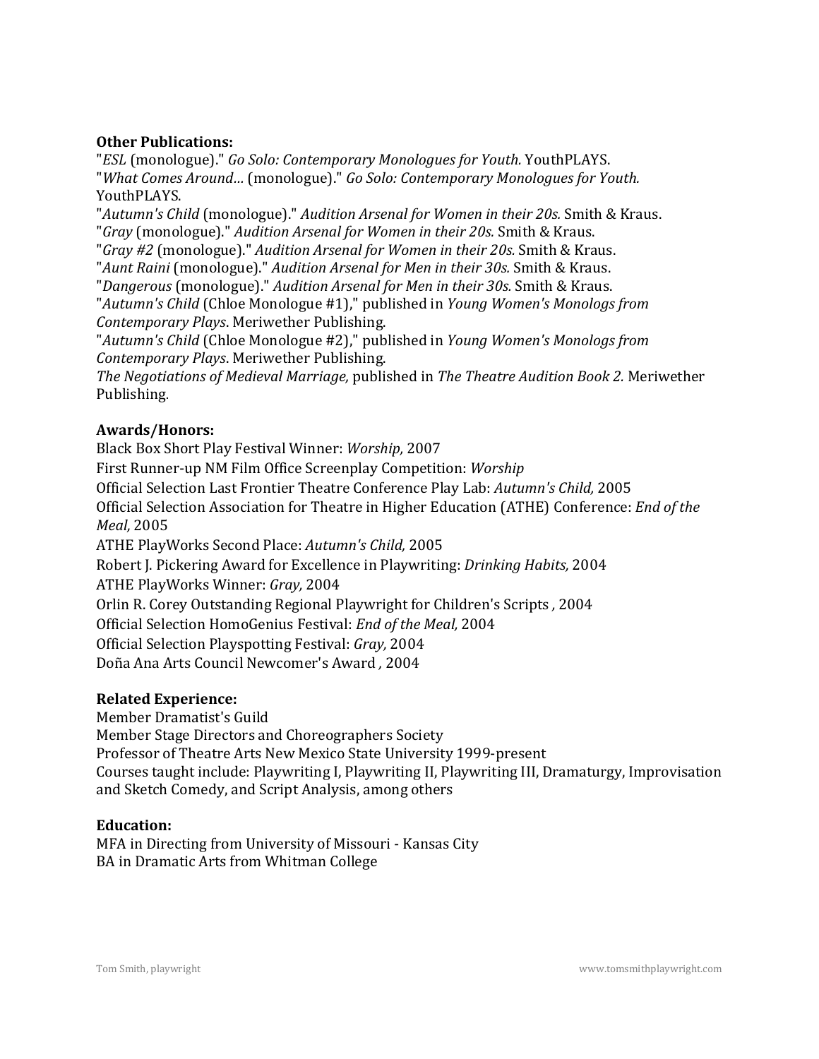**Other Publications:**

"*ESL* (monologue)." *Go Solo: Contemporary Monologues for Youth.* YouthPLAYS.
"*What Comes Around…* (monologue)." *Go Solo: Contemporary Monologues for Youth.* YouthPLAYS.
"*Autumn's Child* (monologue)." *Audition Arsenal for Women in their 20s.* Smith & Kraus.
"*Gray* (monologue)." *Audition Arsenal for Women in their 20s.* Smith & Kraus.
"*Gray #2* (monologue)." *Audition Arsenal for Women in their 20s.* Smith & Kraus.
"*Aunt Raini* (monologue)." *Audition Arsenal for Men in their 30s.* Smith & Kraus.
"*Dangerous* (monologue)." *Audition Arsenal for Men in their 30s.* Smith & Kraus.
"*Autumn's Child* (Chloe Monologue #1)," published in *Young Women's Monologs from Contemporary Plays*. Meriwether Publishing.
"*Autumn's Child* (Chloe Monologue #2)," published in *Young Women's Monologs from Contemporary Plays*. Meriwether Publishing.
*The Negotiations of Medieval Marriage,* published in *The Theatre Audition Book 2.* Meriwether Publishing.

**Awards/Honors:**

Black Box Short Play Festival Winner: *Worship,* 2007
First Runner-up NM Film Office Screenplay Competition: *Worship*
Official Selection Last Frontier Theatre Conference Play Lab: *Autumn's Child,* 2005
Official Selection Association for Theatre in Higher Education (ATHE) Conference: *End of the Meal,* 2005
ATHE PlayWorks Second Place: *Autumn's Child,* 2005
Robert J. Pickering Award for Excellence in Playwriting: *Drinking Habits,* 2004
ATHE PlayWorks Winner: *Gray,* 2004
Orlin R. Corey Outstanding Regional Playwright for Children's Scripts , 2004
Official Selection HomoGenius Festival: *End of the Meal,* 2004
Official Selection Playspotting Festival: *Gray,* 2004
Doña Ana Arts Council Newcomer's Award *,* 2004

**Related Experience:**

Member Dramatist's Guild
Member Stage Directors and Choreographers Society
Professor of Theatre Arts New Mexico State University 1999-present
Courses taught include: Playwriting I, Playwriting II, Playwriting III, Dramaturgy, Improvisation and Sketch Comedy, and Script Analysis, among others

**Education:**

MFA in Directing from University of Missouri - Kansas City
BA in Dramatic Arts from Whitman College